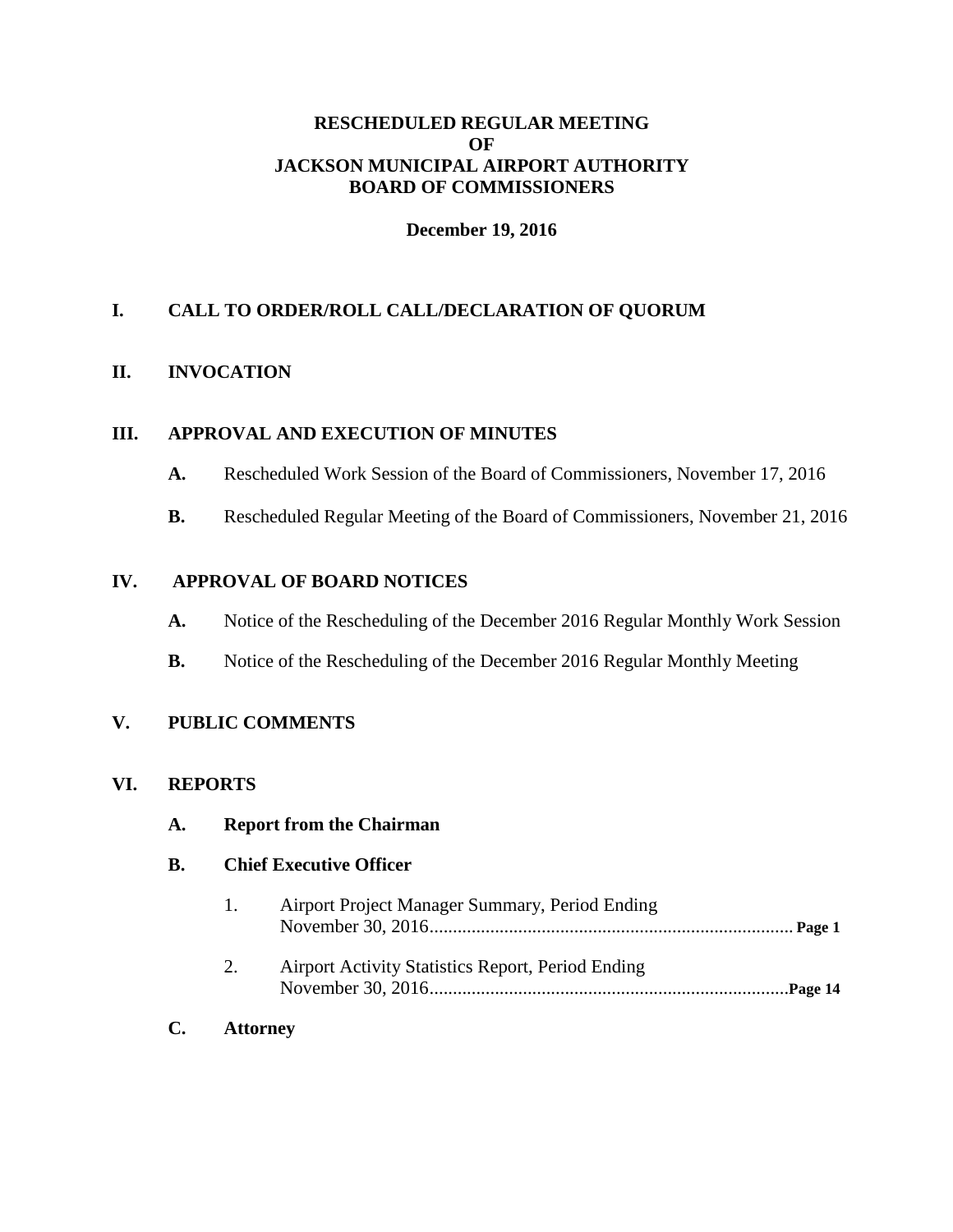**RESCHEDULED REGULAR MEETING**
**OF**
**JACKSON MUNICIPAL AIRPORT AUTHORITY**
**BOARD OF COMMISSIONERS**

**December 19, 2016**

## I. CALL TO ORDER/ROLL CALL/DECLARATION OF QUORUM

## II. INVOCATION

## III. APPROVAL AND EXECUTION OF MINUTES

**A.** Rescheduled Work Session of the Board of Commissioners, November 17, 2016

**B.** Rescheduled Regular Meeting of the Board of Commissioners, November 21, 2016

## IV. APPROVAL OF BOARD NOTICES

**A.** Notice of the Rescheduling of the December 2016 Regular Monthly Work Session

**B.** Notice of the Rescheduling of the December 2016 Regular Monthly Meeting

## V. PUBLIC COMMENTS

## VI. REPORTS

**A. Report from the Chairman**

**B. Chief Executive Officer**

1. Airport Project Manager Summary, Period Ending November 30, 2016.............................................................................. **Page 1**

2. Airport Activity Statistics Report, Period Ending November 30, 2016.............................................................................**Page 14**

**C. Attorney**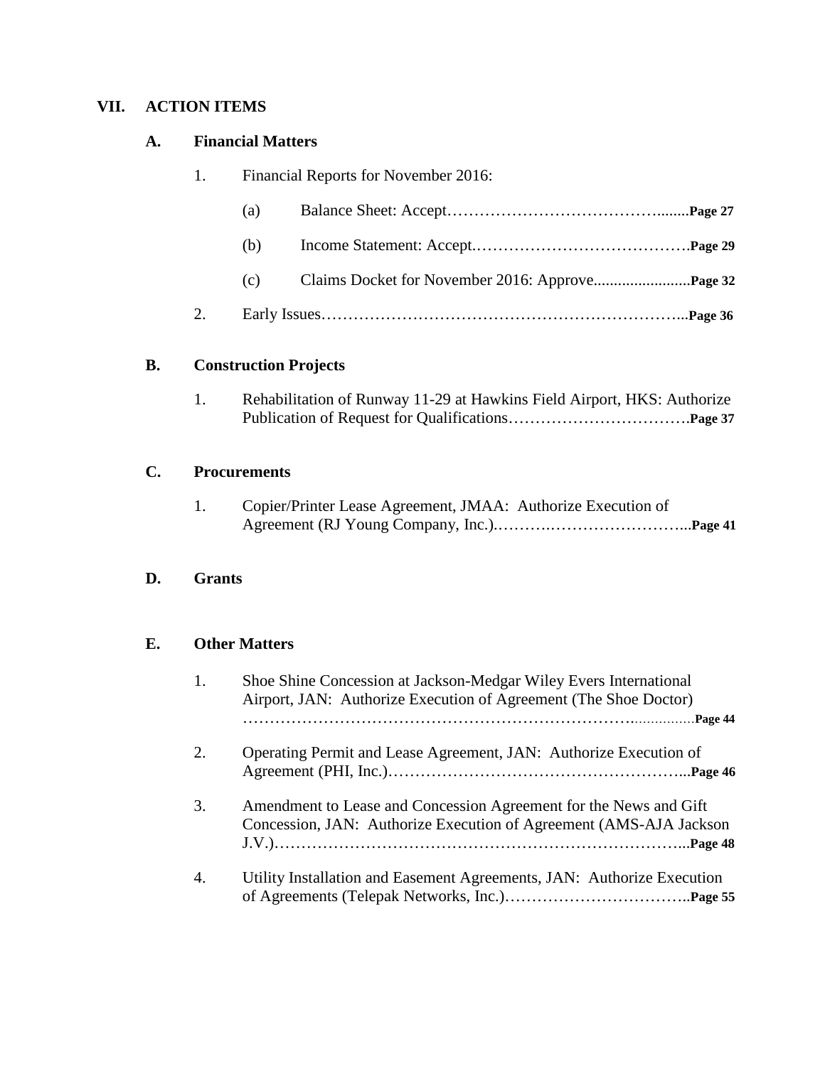## VII. ACTION ITEMS

### A. Financial Matters

1. Financial Reports for November 2016:

   (a) Balance Sheet: Accept…………………………………........**Page 27**

   (b) Income Statement: Accept.…………………………………**Page 29**

   (c) Claims Docket for November 2016: Approve.......................**Page 32**

2. Early Issues…………………………………………………………..**Page 36**

### B. Construction Projects

1. Rehabilitation of Runway 11-29 at Hawkins Field Airport, HKS: Authorize Publication of Request for Qualifications…………………………….**Page 37**

### C. Procurements

1. Copier/Printer Lease Agreement, JMAA: Authorize Execution of Agreement (RJ Young Company, Inc.).……….……………………...**Page 41**

### D. Grants

### E. Other Matters

1. Shoe Shine Concession at Jackson-Medgar Wiley Evers International Airport, JAN: Authorize Execution of Agreement (The Shoe Doctor) …………………………………………………………….…………..**Page 44**

2. Operating Permit and Lease Agreement, JAN: Authorize Execution of Agreement (PHI, Inc.)………………………………………………...**Page 46**

3. Amendment to Lease and Concession Agreement for the News and Gift Concession, JAN: Authorize Execution of Agreement (AMS-AJA Jackson J.V.)…………………………………………………………………...**Page 48**

4. Utility Installation and Easement Agreements, JAN: Authorize Execution of Agreements (Telepak Networks, Inc.)……………………………..**Page 55**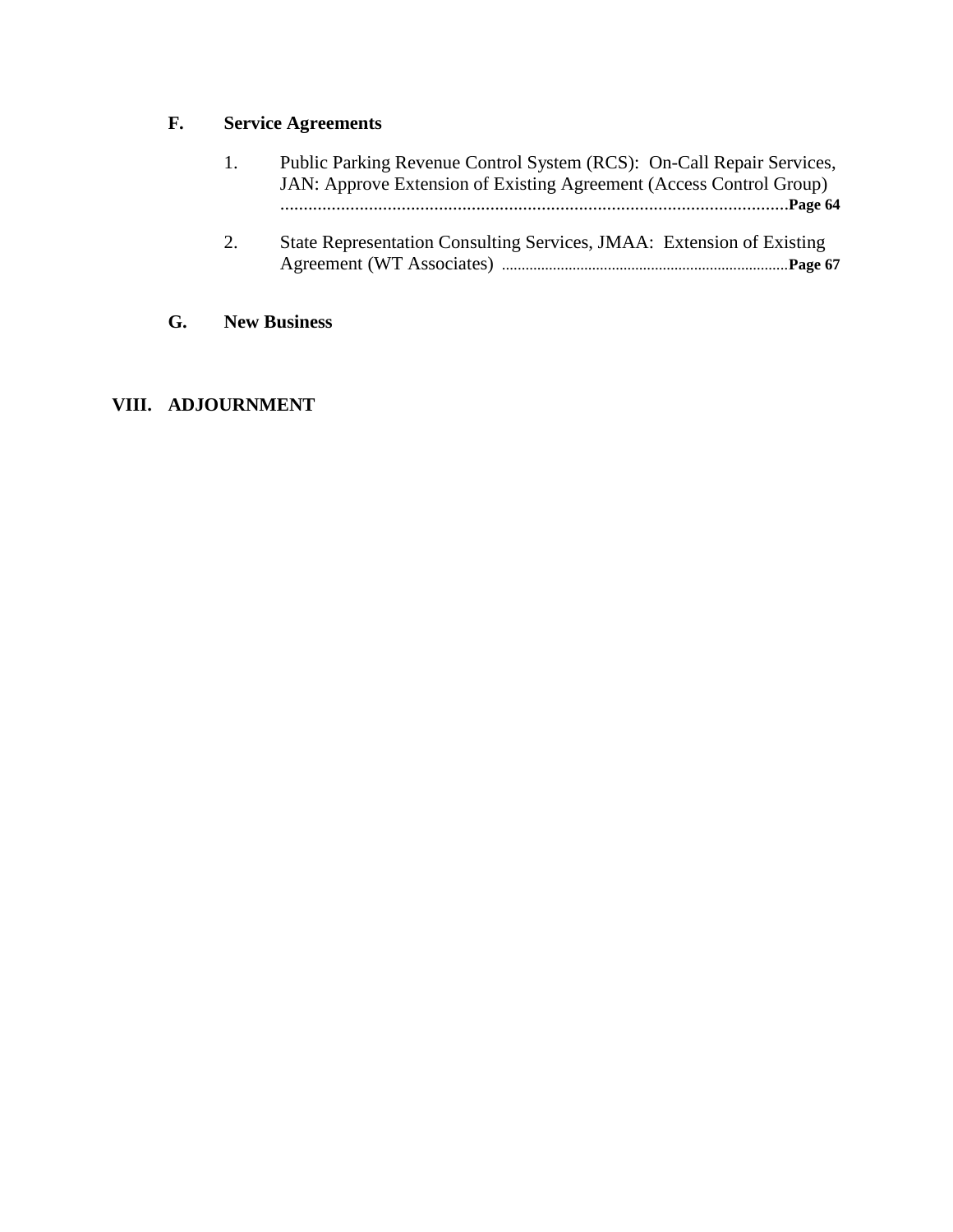### F. Service Agreements

1. Public Parking Revenue Control System (RCS): On-Call Repair Services, JAN: Approve Extension of Existing Agreement (Access Control Group) ...................................................................................................................**Page 64**

2. State Representation Consulting Services, JMAA: Extension of Existing Agreement (WT Associates) .......................................................................**Page 67**

### G. New Business

## VIII. ADJOURNMENT